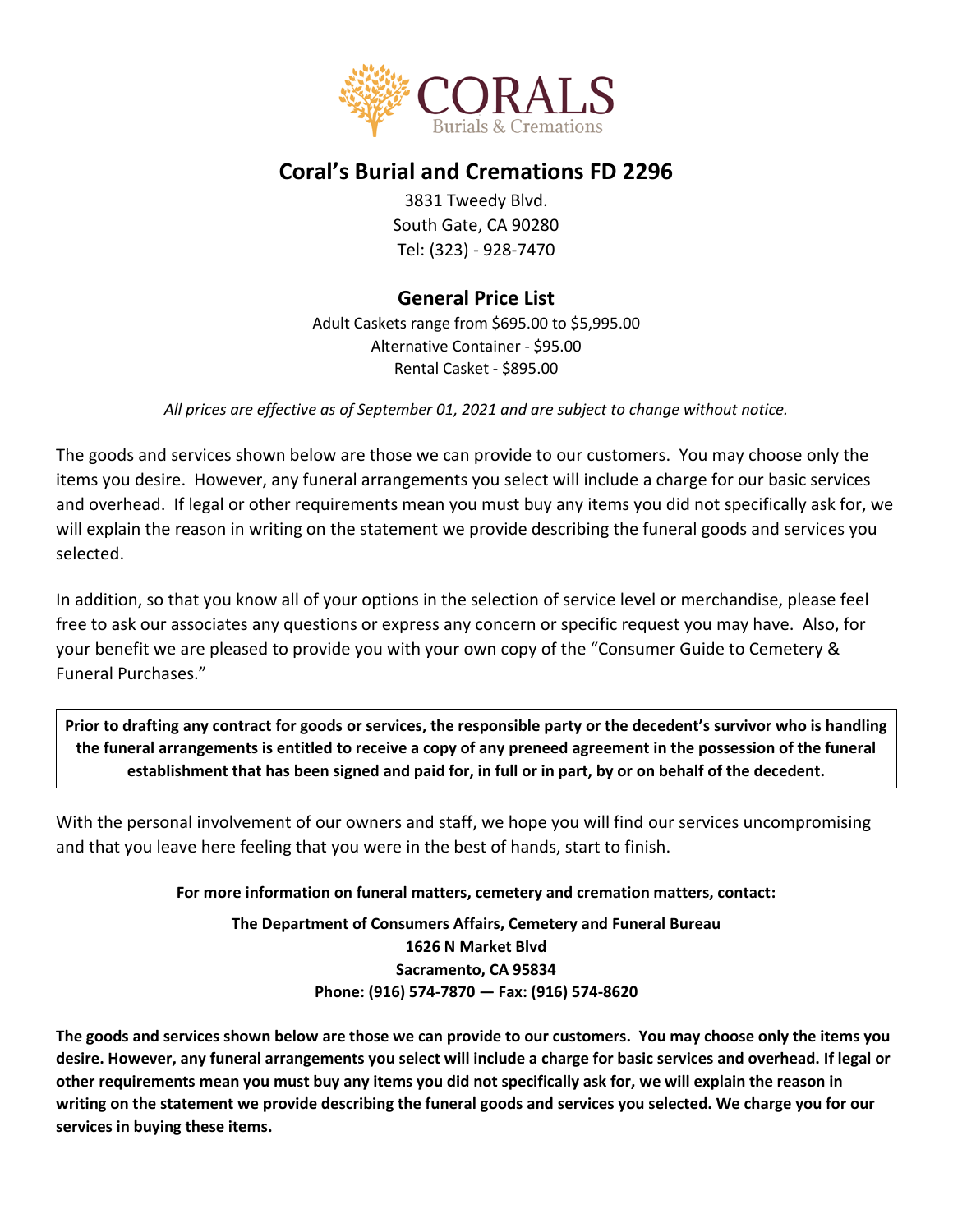# Coral's Burial and Cremations FD 2296

3831 Tweedy Blvd.
South Gate, CA 90280
Tel: (323) - 928-7470

## General Price List

Adult Caskets range from $695.00 to $5,995.00
Alternative Container - $95.00
Rental Casket - $895.00

*All prices are effective as of September 01, 2021 and are subject to change without notice.*

The goods and services shown below are those we can provide to our customers. You may choose only the items you desire. However, any funeral arrangements you select will include a charge for our basic services and overhead. If legal or other requirements mean you must buy any items you did not specifically ask for, we will explain the reason in writing on the statement we provide describing the funeral goods and services you selected.

In addition, so that you know all of your options in the selection of service level or merchandise, please feel free to ask our associates any questions or express any concern or specific request you may have. Also, for your benefit we are pleased to provide you with your own copy of the "Consumer Guide to Cemetery & Funeral Purchases."

**Prior to drafting any contract for goods or services, the responsible party or the decedent's survivor who is handling the funeral arrangements is entitled to receive a copy of any preneed agreement in the possession of the funeral establishment that has been signed and paid for, in full or in part, by or on behalf of the decedent.**

With the personal involvement of our owners and staff, we hope you will find our services uncompromising and that you leave here feeling that you were in the best of hands, start to finish.

**For more information on funeral matters, cemetery and cremation matters, contact:**

**The Department of Consumers Affairs, Cemetery and Funeral Bureau**
**1626 N Market Blvd**
**Sacramento, CA 95834**
**Phone: (916) 574-7870 — Fax: (916) 574-8620**

**The goods and services shown below are those we can provide to our customers. You may choose only the items you desire. However, any funeral arrangements you select will include a charge for basic services and overhead. If legal or other requirements mean you must buy any items you did not specifically ask for, we will explain the reason in writing on the statement we provide describing the funeral goods and services you selected. We charge you for our services in buying these items.**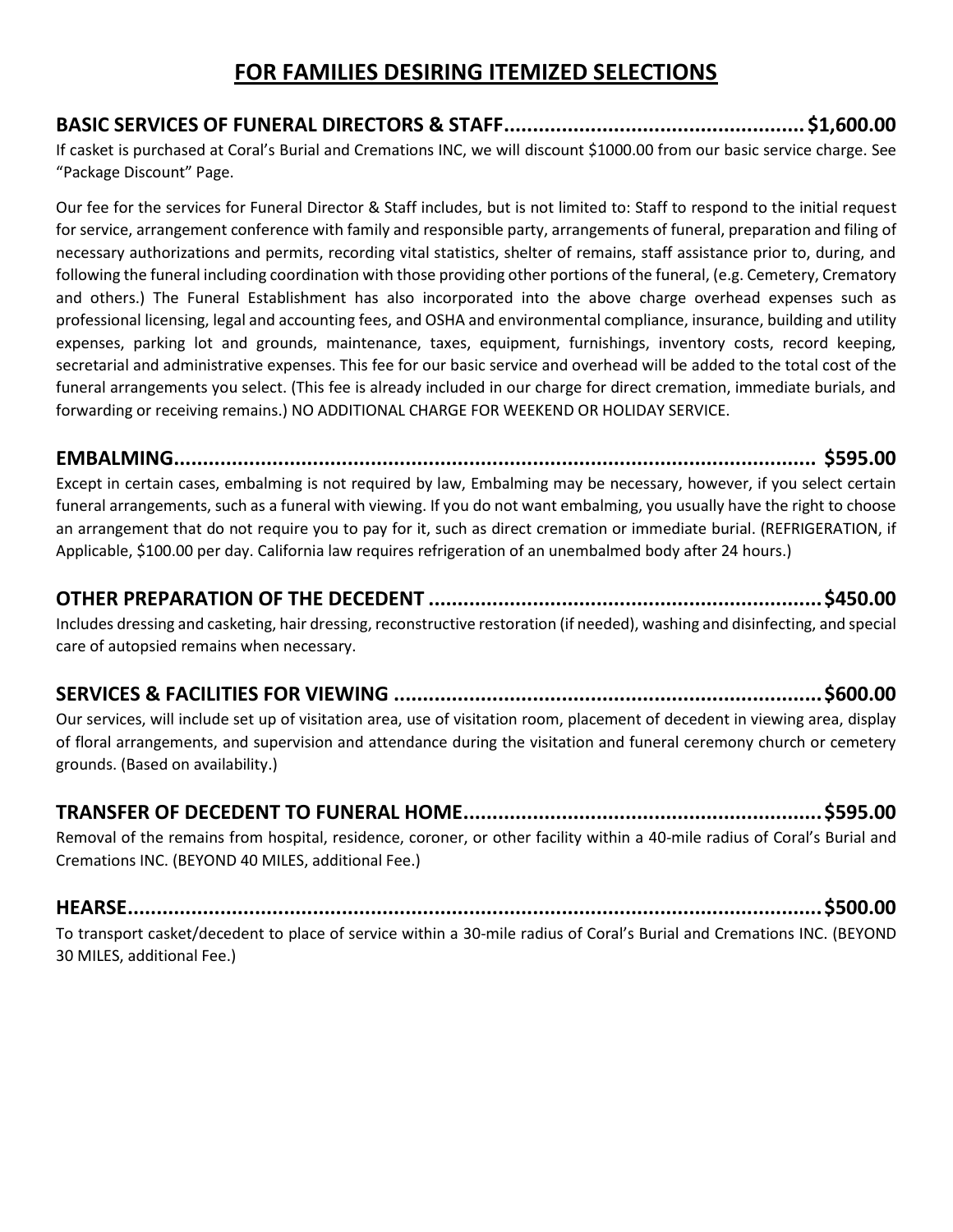# FOR FAMILIES DESIRING ITEMIZED SELECTIONS

**BASIC SERVICES OF FUNERAL DIRECTORS & STAFF.................................................... $1,600.00**

If casket is purchased at Coral's Burial and Cremations INC, we will discount $1000.00 from our basic service charge. See "Package Discount" Page.

Our fee for the services for Funeral Director & Staff includes, but is not limited to: Staff to respond to the initial request for service, arrangement conference with family and responsible party, arrangements of funeral, preparation and filing of necessary authorizations and permits, recording vital statistics, shelter of remains, staff assistance prior to, during, and following the funeral including coordination with those providing other portions of the funeral, (e.g. Cemetery, Crematory and others.) The Funeral Establishment has also incorporated into the above charge overhead expenses such as professional licensing, legal and accounting fees, and OSHA and environmental compliance, insurance, building and utility expenses, parking lot and grounds, maintenance, taxes, equipment, furnishings, inventory costs, record keeping, secretarial and administrative expenses. This fee for our basic service and overhead will be added to the total cost of the funeral arrangements you select. (This fee is already included in our charge for direct cremation, immediate burials, and forwarding or receiving remains.) NO ADDITIONAL CHARGE FOR WEEKEND OR HOLIDAY SERVICE.

**EMBALMING................................................................................................................ $595.00**

Except in certain cases, embalming is not required by law, Embalming may be necessary, however, if you select certain funeral arrangements, such as a funeral with viewing. If you do not want embalming, you usually have the right to choose an arrangement that do not require you to pay for it, such as direct cremation or immediate burial. (REFRIGERATION, if Applicable, $100.00 per day. California law requires refrigeration of an unembalmed body after 24 hours.)

**OTHER PREPARATION OF THE DECEDENT .................................................................... $450.00**

Includes dressing and casketing, hair dressing, reconstructive restoration (if needed), washing and disinfecting, and special care of autopsied remains when necessary.

**SERVICES & FACILITIES FOR VIEWING .......................................................................... $600.00**

Our services, will include set up of visitation area, use of visitation room, placement of decedent in viewing area, display of floral arrangements, and supervision and attendance during the visitation and funeral ceremony church or cemetery grounds. (Based on availability.)

**TRANSFER OF DECEDENT TO FUNERAL HOME............................................................... $595.00**

Removal of the remains from hospital, residence, coroner, or other facility within a 40-mile radius of Coral's Burial and Cremations INC. (BEYOND 40 MILES, additional Fee.)

**HEARSE........................................................................................................................ $500.00**

To transport casket/decedent to place of service within a 30-mile radius of Coral's Burial and Cremations INC. (BEYOND 30 MILES, additional Fee.)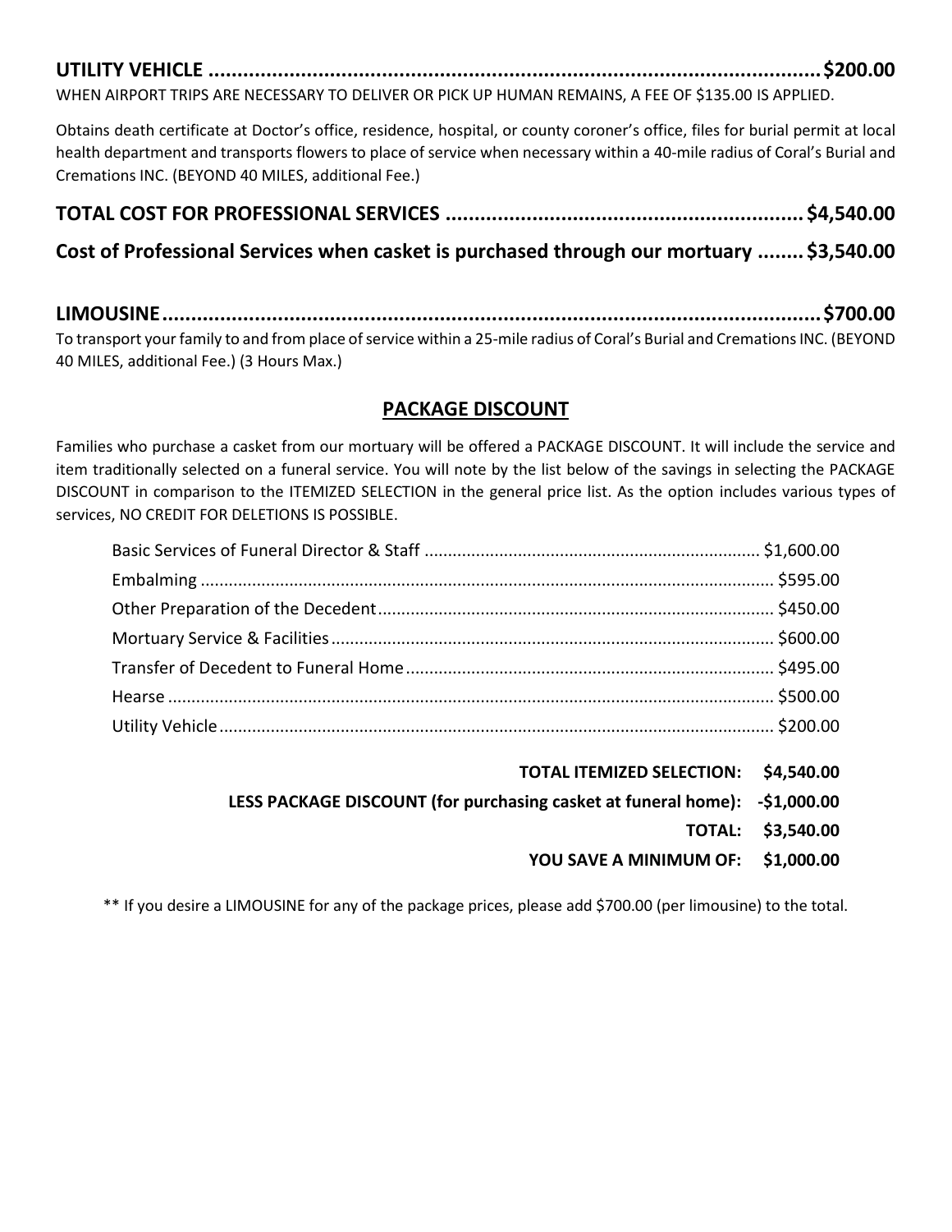**UTILITY VEHICLE ........................................................................................................ $200.00**

WHEN AIRPORT TRIPS ARE NECESSARY TO DELIVER OR PICK UP HUMAN REMAINS, A FEE OF $135.00 IS APPLIED.

Obtains death certificate at Doctor's office, residence, hospital, or county coroner's office, files for burial permit at local health department and transports flowers to place of service when necessary within a 40-mile radius of Coral's Burial and Cremations INC. (BEYOND 40 MILES, additional Fee.)

**TOTAL COST FOR PROFESSIONAL SERVICES ............................................................ $4,540.00**

**Cost of Professional Services when casket is purchased through our mortuary ........ $3,540.00**

**LIMOUSINE................................................................................................................ $700.00**

To transport your family to and from place of service within a 25-mile radius of Coral's Burial and Cremations INC. (BEYOND 40 MILES, additional Fee.) (3 Hours Max.)

## PACKAGE DISCOUNT

Families who purchase a casket from our mortuary will be offered a PACKAGE DISCOUNT. It will include the service and item traditionally selected on a funeral service. You will note by the list below of the savings in selecting the PACKAGE DISCOUNT in comparison to the ITEMIZED SELECTION in the general price list. As the option includes various types of services, NO CREDIT FOR DELETIONS IS POSSIBLE.

| Item | Price |
|---|---|
| Basic Services of Funeral Director & Staff | $1,600.00 |
| Embalming | $595.00 |
| Other Preparation of the Decedent | $450.00 |
| Mortuary Service & Facilities | $600.00 |
| Transfer of Decedent to Funeral Home | $495.00 |
| Hearse | $500.00 |
| Utility Vehicle | $200.00 |
| **TOTAL ITEMIZED SELECTION:** | **$4,540.00** |
| **LESS PACKAGE DISCOUNT (for purchasing casket at funeral home):** | **-$1,000.00** |
| **TOTAL:** | **$3,540.00** |
| **YOU SAVE A MINIMUM OF:** | **$1,000.00** |

** If you desire a LIMOUSINE for any of the package prices, please add $700.00 (per limousine) to the total.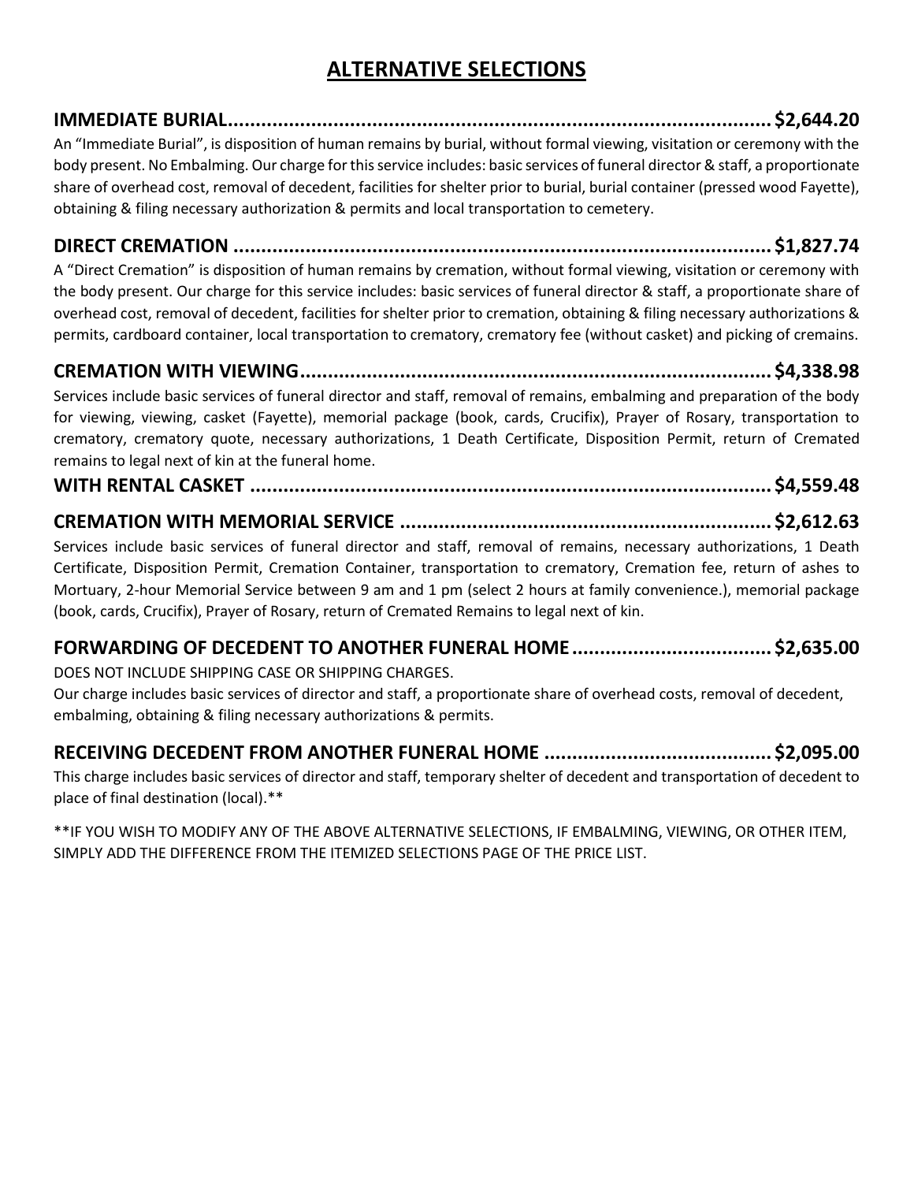## ALTERNATIVE SELECTIONS

**IMMEDIATE BURIAL.................................................................................................$2,644.20**

An "Immediate Burial", is disposition of human remains by burial, without formal viewing, visitation or ceremony with the body present. No Embalming. Our charge for this service includes: basic services of funeral director & staff, a proportionate share of overhead cost, removal of decedent, facilities for shelter prior to burial, burial container (pressed wood Fayette), obtaining & filing necessary authorization & permits and local transportation to cemetery.

**DIRECT CREMATION ..................................................................................................$1,827.74**

A "Direct Cremation" is disposition of human remains by cremation, without formal viewing, visitation or ceremony with the body present. Our charge for this service includes: basic services of funeral director & staff, a proportionate share of overhead cost, removal of decedent, facilities for shelter prior to cremation, obtaining & filing necessary authorizations & permits, cardboard container, local transportation to crematory, crematory fee (without casket) and picking of cremains.

**CREMATION WITH VIEWING.....................................................................................$4,338.98**

Services include basic services of funeral director and staff, removal of remains, embalming and preparation of the body for viewing, viewing, casket (Fayette), memorial package (book, cards, Crucifix), Prayer of Rosary, transportation to crematory, crematory quote, necessary authorizations, 1 Death Certificate, Disposition Permit, return of Cremated remains to legal next of kin at the funeral home.

**WITH RENTAL CASKET ..............................................................................................$4,559.48**

**CREMATION WITH MEMORIAL SERVICE ..................................................................$2,612.63**

Services include basic services of funeral director and staff, removal of remains, necessary authorizations, 1 Death Certificate, Disposition Permit, Cremation Container, transportation to crematory, Cremation fee, return of ashes to Mortuary, 2-hour Memorial Service between 9 am and 1 pm (select 2 hours at family convenience.), memorial package (book, cards, Crucifix), Prayer of Rosary, return of Cremated Remains to legal next of kin.

**FORWARDING OF DECEDENT TO ANOTHER FUNERAL HOME....................................$2,635.00**

DOES NOT INCLUDE SHIPPING CASE OR SHIPPING CHARGES.

Our charge includes basic services of director and staff, a proportionate share of overhead costs, removal of decedent, embalming, obtaining & filing necessary authorizations & permits.

**RECEIVING DECEDENT FROM ANOTHER FUNERAL HOME ........................................$2,095.00**

This charge includes basic services of director and staff, temporary shelter of decedent and transportation of decedent to place of final destination (local).**

**IF YOU WISH TO MODIFY ANY OF THE ABOVE ALTERNATIVE SELECTIONS, IF EMBALMING, VIEWING, OR OTHER ITEM, SIMPLY ADD THE DIFFERENCE FROM THE ITEMIZED SELECTIONS PAGE OF THE PRICE LIST.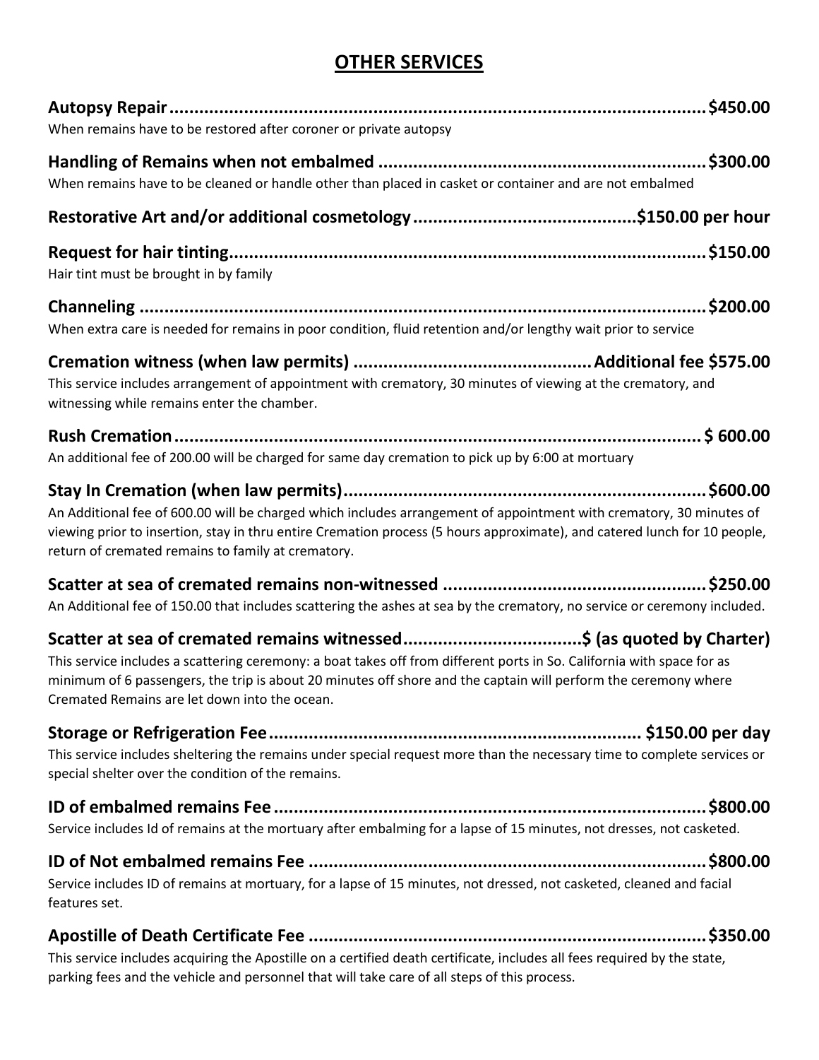# OTHER SERVICES

**Autopsy Repair....................................................................................................$450.00**
When remains have to be restored after coroner or private autopsy

**Handling of Remains when not embalmed ..................................................................$300.00**
When remains have to be cleaned or handle other than placed in casket or container and are not embalmed

**Restorative Art and/or additional cosmetology...........................................$150.00 per hour**

**Request for hair tinting...............................................................................................$150.00**
Hair tint must be brought in by family

**Channeling ...................................................................................................................$200.00**
When extra care is needed for remains in poor condition, fluid retention and/or lengthy wait prior to service

**Cremation witness (when law permits) ................................................Additional fee $575.00**
This service includes arrangement of appointment with crematory, 30 minutes of viewing at the crematory, and witnessing while remains enter the chamber.

**Rush Cremation.........................................................................................................$ 600.00**
An additional fee of 200.00 will be charged for same day cremation to pick up by 6:00 at mortuary

**Stay In Cremation (when law permits).......................................................................$600.00**
An Additional fee of 600.00 will be charged which includes arrangement of appointment with crematory, 30 minutes of viewing prior to insertion, stay in thru entire Cremation process (5 hours approximate), and catered lunch for 10 people, return of cremated remains to family at crematory.

**Scatter at sea of cremated remains non-witnessed ....................................................$250.00**
An Additional fee of 150.00 that includes scattering the ashes at sea by the crematory, no service or ceremony included.

**Scatter at sea of cremated remains witnessed...................................$ (as quoted by Charter)**
This service includes a scattering ceremony: a boat takes off from different ports in So. California with space for as minimum of 6 passengers, the trip is about 20 minutes off shore and the captain will perform the ceremony where Cremated Remains are let down into the ocean.

**Storage or Refrigeration Fee.......................................................................... $150.00 per day**
This service includes sheltering the remains under special request more than the necessary time to complete services or special shelter over the condition of the remains.

**ID of embalmed remains Fee......................................................................................$800.00**
Service includes Id of remains at the mortuary after embalming for a lapse of 15 minutes, not dresses, not casketed.

**ID of Not embalmed remains Fee ...............................................................................$800.00**
Service includes ID of remains at mortuary, for a lapse of 15 minutes, not dressed, not casketed, cleaned and facial features set.

**Apostille of Death Certificate Fee ...............................................................................$350.00**
This service includes acquiring the Apostille on a certified death certificate, includes all fees required by the state, parking fees and the vehicle and personnel that will take care of all steps of this process.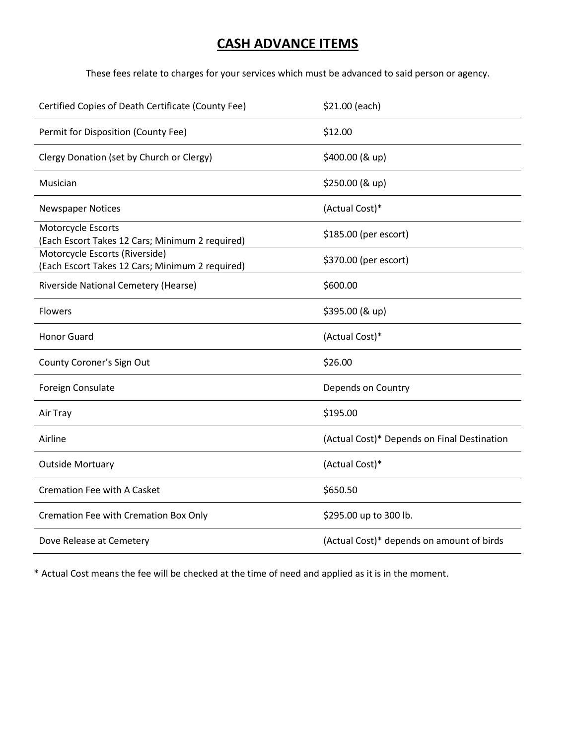# CASH ADVANCE ITEMS

These fees relate to charges for your services which must be advanced to said person or agency.

| Item | Fee |
| --- | --- |
| Certified Copies of Death Certificate (County Fee) | $21.00 (each) |
| Permit for Disposition (County Fee) | $12.00 |
| Clergy Donation (set by Church or Clergy) | $400.00 (& up) |
| Musician | $250.00 (& up) |
| Newspaper Notices | (Actual Cost)* |
| Motorcycle Escorts (Each Escort Takes 12 Cars; Minimum 2 required) | $185.00 (per escort) |
| Motorcycle Escorts (Riverside) (Each Escort Takes 12 Cars; Minimum 2 required) | $370.00 (per escort) |
| Riverside National Cemetery (Hearse) | $600.00 |
| Flowers | $395.00 (& up) |
| Honor Guard | (Actual Cost)* |
| County Coroner's Sign Out | $26.00 |
| Foreign Consulate | Depends on Country |
| Air Tray | $195.00 |
| Airline | (Actual Cost)* Depends on Final Destination |
| Outside Mortuary | (Actual Cost)* |
| Cremation Fee with A Casket | $650.50 |
| Cremation Fee with Cremation Box Only | $295.00 up to 300 lb. |
| Dove Release at Cemetery | (Actual Cost)* depends on amount of birds |

* Actual Cost means the fee will be checked at the time of need and applied as it is in the moment.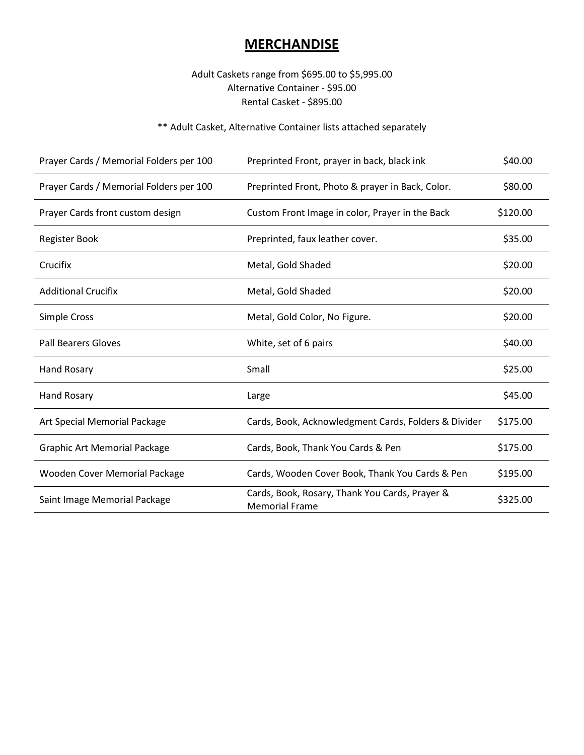# MERCHANDISE

Adult Caskets range from $695.00 to $5,995.00
Alternative Container - $95.00
Rental Casket - $895.00

** Adult Casket, Alternative Container lists attached separately

| | | |
|---|---|---|
| Prayer Cards / Memorial Folders per 100 | Preprinted Front, prayer in back, black ink | $40.00 |
| Prayer Cards / Memorial Folders per 100 | Preprinted Front, Photo & prayer in Back, Color. | $80.00 |
| Prayer Cards front custom design | Custom Front Image in color, Prayer in the Back | $120.00 |
| Register Book | Preprinted, faux leather cover. | $35.00 |
| Crucifix | Metal, Gold Shaded | $20.00 |
| Additional Crucifix | Metal, Gold Shaded | $20.00 |
| Simple Cross | Metal, Gold Color, No Figure. | $20.00 |
| Pall Bearers Gloves | White, set of 6 pairs | $40.00 |
| Hand Rosary | Small | $25.00 |
| Hand Rosary | Large | $45.00 |
| Art Special Memorial Package | Cards, Book, Acknowledgment Cards, Folders & Divider | $175.00 |
| Graphic Art Memorial Package | Cards, Book, Thank You Cards & Pen | $175.00 |
| Wooden Cover Memorial Package | Cards, Wooden Cover Book, Thank You Cards & Pen | $195.00 |
| Saint Image Memorial Package | Cards, Book, Rosary, Thank You Cards, Prayer & Memorial Frame | $325.00 |